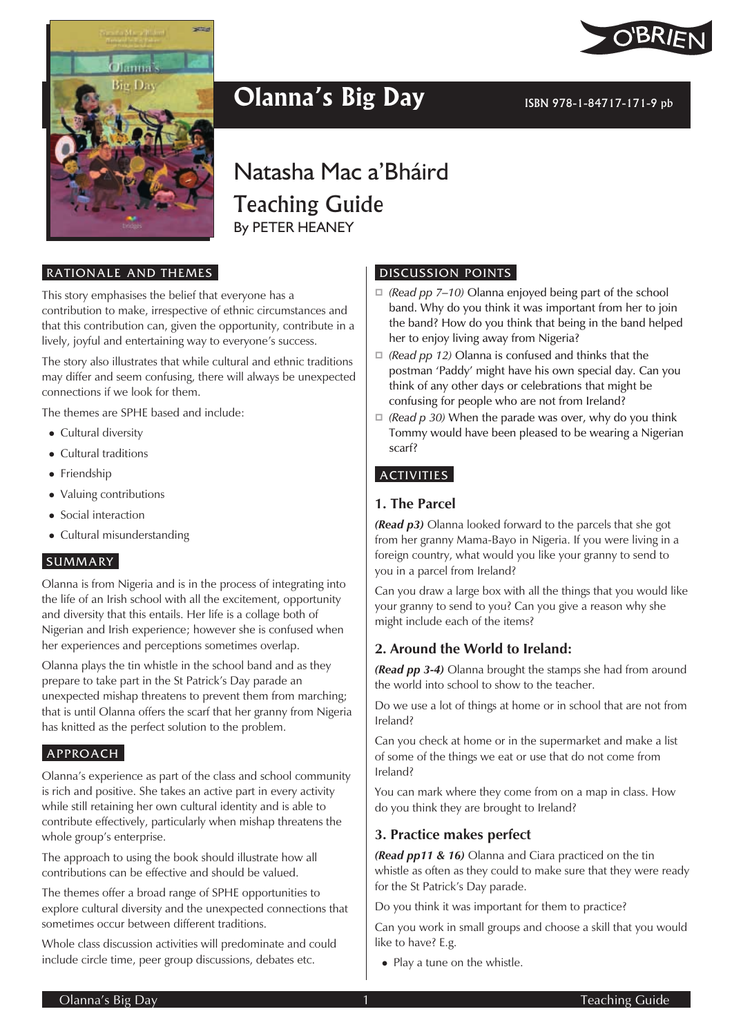# Olanna's Big Day

ISBN 978-1-84717-171-9 pb

## Natasha Mac a'Bháird
## Teaching Guide
By PETER HEANEY

## RATIONALE AND THEMES

This story emphasises the belief that everyone has a contribution to make, irrespective of ethnic circumstances and that this contribution can, given the opportunity, contribute in a lively, joyful and entertaining way to everyone's success.

The story also illustrates that while cultural and ethnic traditions may differ and seem confusing, there will always be unexpected connections if we look for them.

The themes are SPHE based and include:

- Cultural diversity
- Cultural traditions
- Friendship
- Valuing contributions
- Social interaction
- Cultural misunderstanding

## SUMMARY

Olanna is from Nigeria and is in the process of integrating into the life of an Irish school with all the excitement, opportunity and diversity that this entails. Her life is a collage both of Nigerian and Irish experience; however she is confused when her experiences and perceptions sometimes overlap.

Olanna plays the tin whistle in the school band and as they prepare to take part in the St Patrick's Day parade an unexpected mishap threatens to prevent them from marching; that is until Olanna offers the scarf that her granny from Nigeria has knitted as the perfect solution to the problem.

## APPROACH

Olanna's experience as part of the class and school community is rich and positive. She takes an active part in every activity while still retaining her own cultural identity and is able to contribute effectively, particularly when mishap threatens the whole group's enterprise.

The approach to using the book should illustrate how all contributions can be effective and should be valued.

The themes offer a broad range of SPHE opportunities to explore cultural diversity and the unexpected connections that sometimes occur between different traditions.

Whole class discussion activities will predominate and could include circle time, peer group discussions, debates etc.

## DISCUSSION POINTS

- *(Read pp 7–10)* Olanna enjoyed being part of the school band. Why do you think it was important from her to join the band? How do you think that being in the band helped her to enjoy living away from Nigeria?
- *(Read pp 12)* Olanna is confused and thinks that the postman 'Paddy' might have his own special day. Can you think of any other days or celebrations that might be confusing for people who are not from Ireland?
- *(Read p 30)* When the parade was over, why do you think Tommy would have been pleased to be wearing a Nigerian scarf?

## ACTIVITIES

### 1. The Parcel

***(Read p3)*** Olanna looked forward to the parcels that she got from her granny Mama-Bayo in Nigeria. If you were living in a foreign country, what would you like your granny to send to you in a parcel from Ireland?

Can you draw a large box with all the things that you would like your granny to send to you? Can you give a reason why she might include each of the items?

### 2. Around the World to Ireland:

***(Read pp 3-4)*** Olanna brought the stamps she had from around the world into school to show to the teacher.

Do we use a lot of things at home or in school that are not from Ireland?

Can you check at home or in the supermarket and make a list of some of the things we eat or use that do not come from Ireland?

You can mark where they come from on a map in class. How do you think they are brought to Ireland?

### 3. Practice makes perfect

***(Read pp11 & 16)*** Olanna and Ciara practiced on the tin whistle as often as they could to make sure that they were ready for the St Patrick's Day parade.

Do you think it was important for them to practice?

Can you work in small groups and choose a skill that you would like to have? E.g.

- Play a tune on the whistle.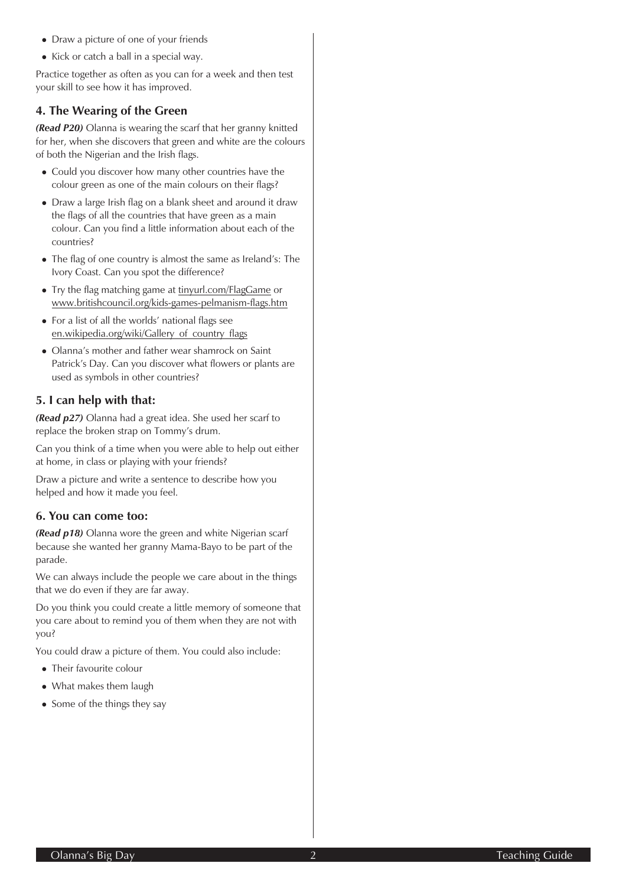- Draw a picture of one of your friends
- Kick or catch a ball in a special way.

Practice together as often as you can for a week and then test your skill to see how it has improved.

### 4. The Wearing of the Green

***(Read P20)*** Olanna is wearing the scarf that her granny knitted for her, when she discovers that green and white are the colours of both the Nigerian and the Irish flags.

- Could you discover how many other countries have the colour green as one of the main colours on their flags?
- Draw a large Irish flag on a blank sheet and around it draw the flags of all the countries that have green as a main colour. Can you find a little information about each of the countries?
- The flag of one country is almost the same as Ireland's: The Ivory Coast. Can you spot the difference?
- Try the flag matching game at tinyurl.com/FlagGame or www.britishcouncil.org/kids-games-pelmanism-flags.htm
- For a list of all the worlds' national flags see en.wikipedia.org/wiki/Gallery_of_country_flags
- Olanna's mother and father wear shamrock on Saint Patrick's Day. Can you discover what flowers or plants are used as symbols in other countries?

### 5. I can help with that:

***(Read p27)*** Olanna had a great idea. She used her scarf to replace the broken strap on Tommy's drum.

Can you think of a time when you were able to help out either at home, in class or playing with your friends?

Draw a picture and write a sentence to describe how you helped and how it made you feel.

### 6. You can come too:

***(Read p18)*** Olanna wore the green and white Nigerian scarf because she wanted her granny Mama-Bayo to be part of the parade.

We can always include the people we care about in the things that we do even if they are far away.

Do you think you could create a little memory of someone that you care about to remind you of them when they are not with you?

You could draw a picture of them. You could also include:

- Their favourite colour
- What makes them laugh
- Some of the things they say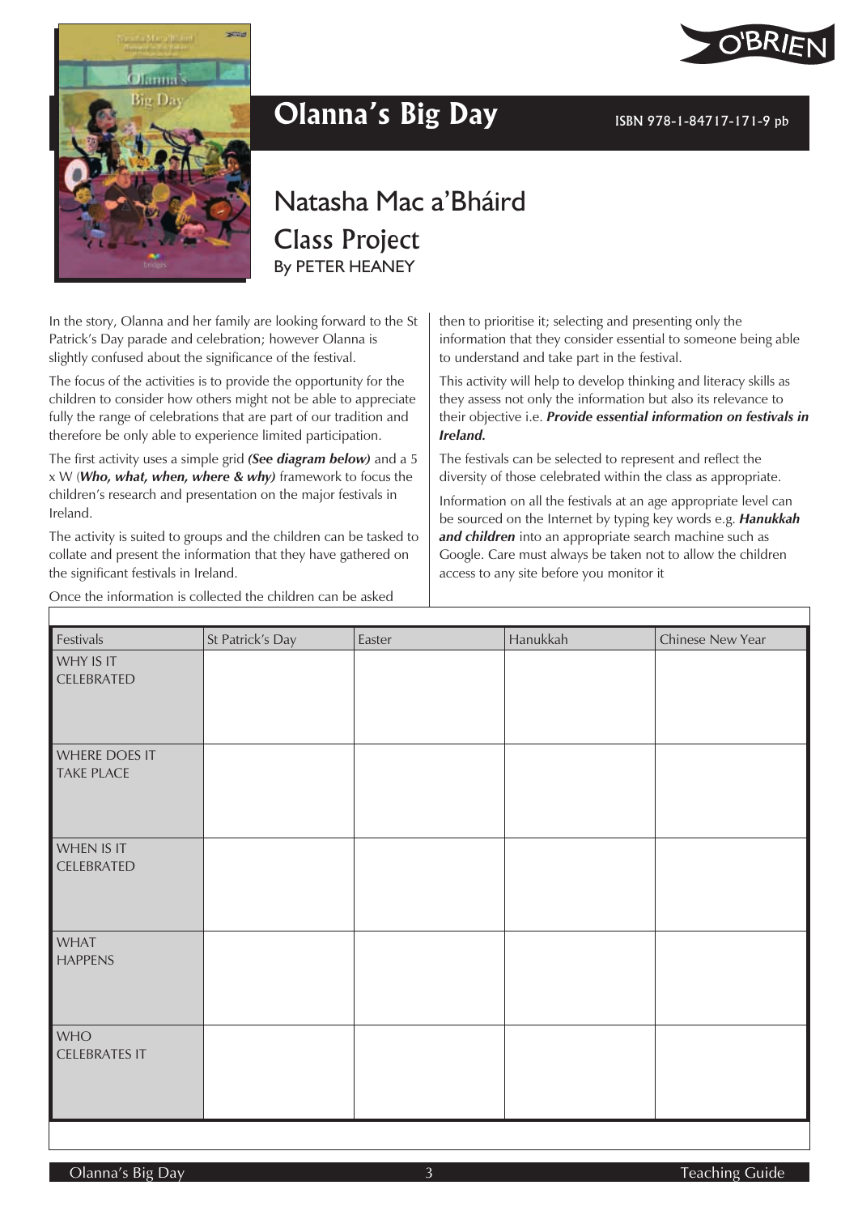# Olanna's Big Day

ISBN 978-1-84717-171-9 pb

## Natasha Mac a'Bháird

## Class Project

By PETER HEANEY

In the story, Olanna and her family are looking forward to the St Patrick's Day parade and celebration; however Olanna is slightly confused about the significance of the festival.

The focus of the activities is to provide the opportunity for the children to consider how others might not be able to appreciate fully the range of celebrations that are part of our tradition and therefore be only able to experience limited participation.

The first activity uses a simple grid ***(See diagram below)*** and a 5 x W (***Who, what, when, where & why)*** framework to focus the children's research and presentation on the major festivals in Ireland.

The activity is suited to groups and the children can be tasked to collate and present the information that they have gathered on the significant festivals in Ireland.

Once the information is collected the children can be asked then to prioritise it; selecting and presenting only the information that they consider essential to someone being able to understand and take part in the festival.

This activity will help to develop thinking and literacy skills as they assess not only the information but also its relevance to their objective i.e. ***Provide essential information on festivals in Ireland.***

The festivals can be selected to represent and reflect the diversity of those celebrated within the class as appropriate.

Information on all the festivals at an age appropriate level can be sourced on the Internet by typing key words e.g. ***Hanukkah and children*** into an appropriate search machine such as Google. Care must always be taken not to allow the children access to any site before you monitor it

| Festivals | St Patrick's Day | Easter | Hanukkah | Chinese New Year |
|---|---|---|---|---|
| WHY IS IT CELEBRATED | | | | |
| WHERE DOES IT TAKE PLACE | | | | |
| WHEN IS IT CELEBRATED | | | | |
| WHAT HAPPENS | | | | |
| WHO CELEBRATES IT | | | | |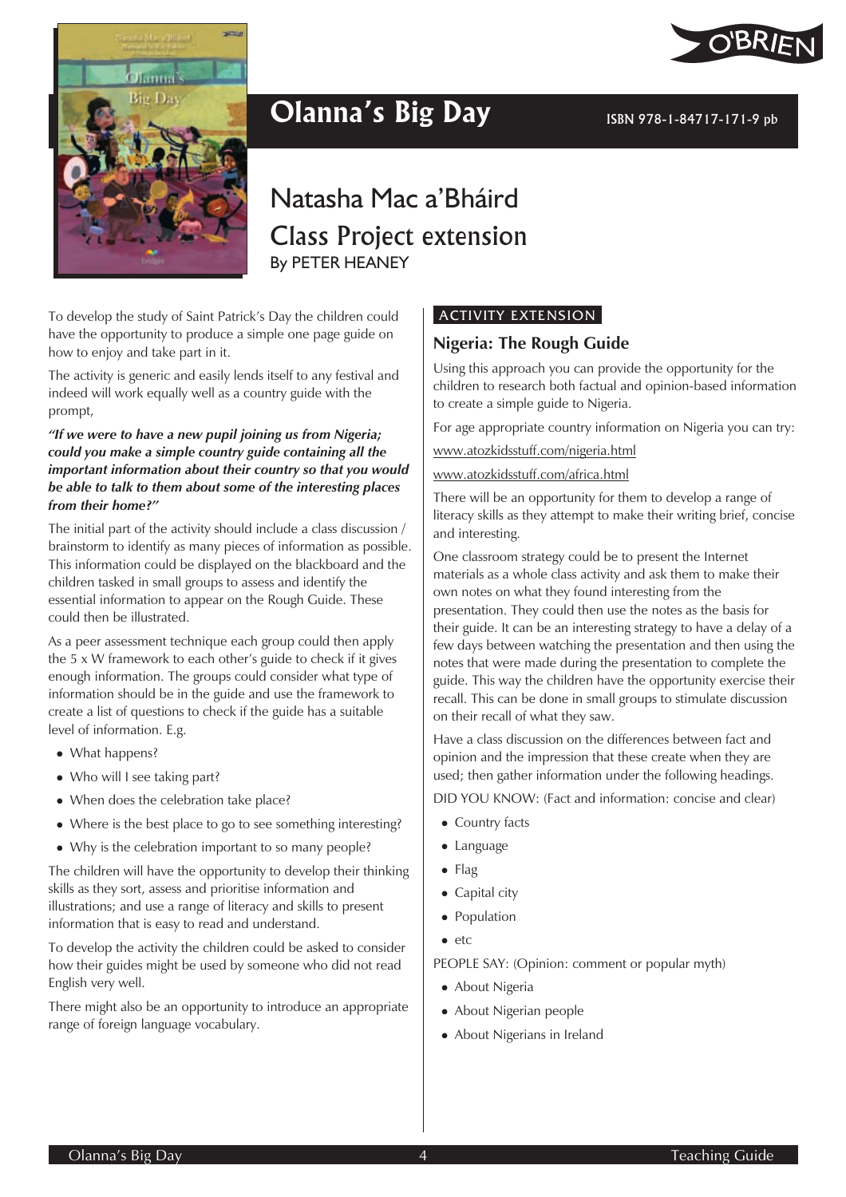# Olanna's Big Day

ISBN 978-1-84717-171-9 pb

## Natasha Mac a'Bháird
## Class Project extension
By PETER HEANEY

To develop the study of Saint Patrick's Day the children could have the opportunity to produce a simple one page guide on how to enjoy and take part in it.

The activity is generic and easily lends itself to any festival and indeed will work equally well as a country guide with the prompt,

***"If we were to have a new pupil joining us from Nigeria; could you make a simple country guide containing all the important information about their country so that you would be able to talk to them about some of the interesting places from their home?"***

The initial part of the activity should include a class discussion / brainstorm to identify as many pieces of information as possible. This information could be displayed on the blackboard and the children tasked in small groups to assess and identify the essential information to appear on the Rough Guide. These could then be illustrated.

As a peer assessment technique each group could then apply the 5 x W framework to each other's guide to check if it gives enough information. The groups could consider what type of information should be in the guide and use the framework to create a list of questions to check if the guide has a suitable level of information. E.g.

- What happens?
- Who will I see taking part?
- When does the celebration take place?
- Where is the best place to go to see something interesting?
- Why is the celebration important to so many people?

The children will have the opportunity to develop their thinking skills as they sort, assess and prioritise information and illustrations; and use a range of literacy and skills to present information that is easy to read and understand.

To develop the activity the children could be asked to consider how their guides might be used by someone who did not read English very well.

There might also be an opportunity to introduce an appropriate range of foreign language vocabulary.

ACTIVITY EXTENSION

### Nigeria: The Rough Guide

Using this approach you can provide the opportunity for the children to research both factual and opinion-based information to create a simple guide to Nigeria.

For age appropriate country information on Nigeria you can try:

www.atozkidsstuff.com/nigeria.html

www.atozkidsstuff.com/africa.html

There will be an opportunity for them to develop a range of literacy skills as they attempt to make their writing brief, concise and interesting.

One classroom strategy could be to present the Internet materials as a whole class activity and ask them to make their own notes on what they found interesting from the presentation. They could then use the notes as the basis for their guide. It can be an interesting strategy to have a delay of a few days between watching the presentation and then using the notes that were made during the presentation to complete the guide. This way the children have the opportunity exercise their recall. This can be done in small groups to stimulate discussion on their recall of what they saw.

Have a class discussion on the differences between fact and opinion and the impression that these create when they are used; then gather information under the following headings.

DID YOU KNOW: (Fact and information: concise and clear)

- Country facts
- Language
- Flag
- Capital city
- Population
- etc

PEOPLE SAY: (Opinion: comment or popular myth)

- About Nigeria
- About Nigerian people
- About Nigerians in Ireland